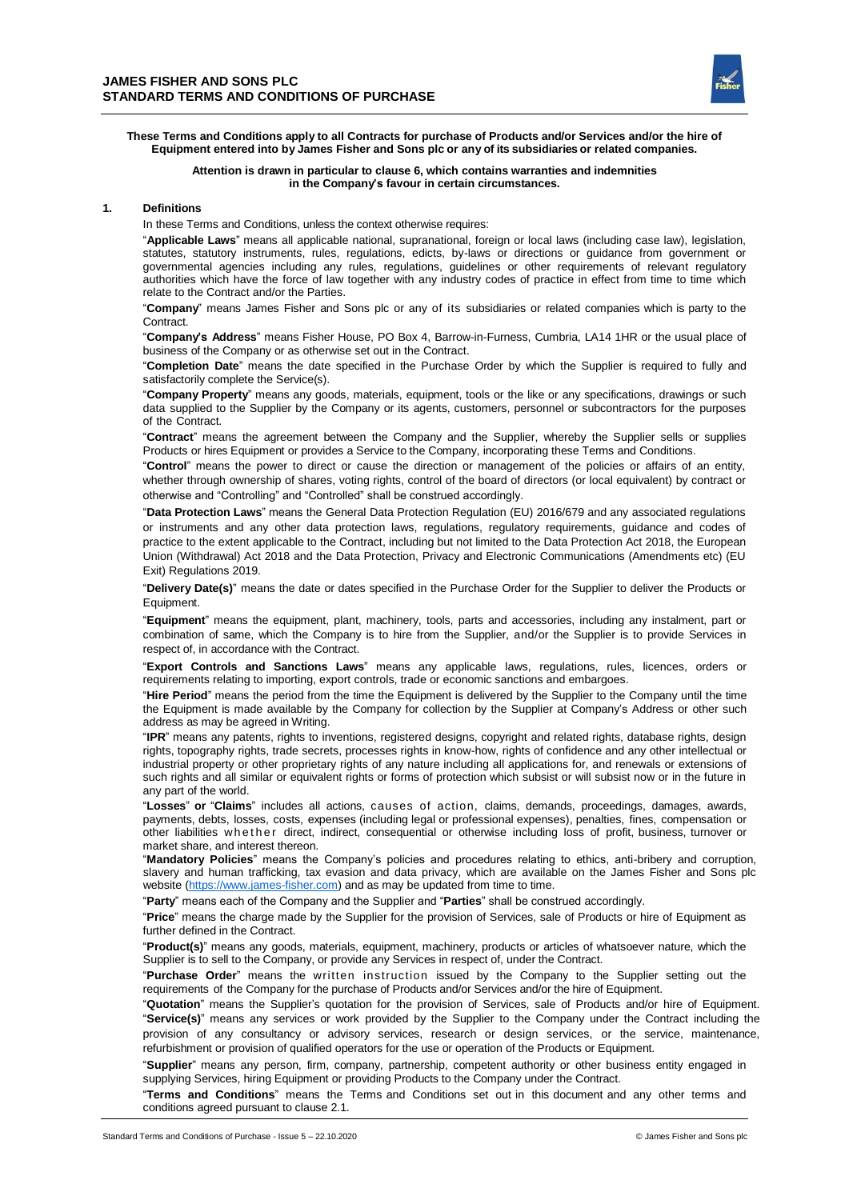# JAMES FISHER AND SONS PLC
# STANDARD TERMS AND CONDITIONS OF PURCHASE

**These Terms and Conditions apply to all Contracts for purchase of Products and/or Services and/or the hire of Equipment entered into by James Fisher and Sons plc or any of its subsidiaries or related companies.**

**Attention is drawn in particular to clause 6, which contains warranties and indemnities in the Company's favour in certain circumstances.**

## 1. Definitions

In these Terms and Conditions, unless the context otherwise requires:

"**Applicable Laws**" means all applicable national, supranational, foreign or local laws (including case law), legislation, statutes, statutory instruments, rules, regulations, edicts, by-laws or directions or guidance from government or governmental agencies including any rules, regulations, guidelines or other requirements of relevant regulatory authorities which have the force of law together with any industry codes of practice in effect from time to time which relate to the Contract and/or the Parties.

"**Company**" means James Fisher and Sons plc or any of its subsidiaries or related companies which is party to the Contract.

"**Company's Address**" means Fisher House, PO Box 4, Barrow-in-Furness, Cumbria, LA14 1HR or the usual place of business of the Company or as otherwise set out in the Contract.

"**Completion Date**" means the date specified in the Purchase Order by which the Supplier is required to fully and satisfactorily complete the Service(s).

"**Company Property**" means any goods, materials, equipment, tools or the like or any specifications, drawings or such data supplied to the Supplier by the Company or its agents, customers, personnel or subcontractors for the purposes of the Contract.

"**Contract**" means the agreement between the Company and the Supplier, whereby the Supplier sells or supplies Products or hires Equipment or provides a Service to the Company, incorporating these Terms and Conditions.

"**Control**" means the power to direct or cause the direction or management of the policies or affairs of an entity, whether through ownership of shares, voting rights, control of the board of directors (or local equivalent) by contract or otherwise and "Controlling" and "Controlled" shall be construed accordingly.

"**Data Protection Laws**" means the General Data Protection Regulation (EU) 2016/679 and any associated regulations or instruments and any other data protection laws, regulations, regulatory requirements, guidance and codes of practice to the extent applicable to the Contract, including but not limited to the Data Protection Act 2018, the European Union (Withdrawal) Act 2018 and the Data Protection, Privacy and Electronic Communications (Amendments etc) (EU Exit) Regulations 2019.

"**Delivery Date(s)**" means the date or dates specified in the Purchase Order for the Supplier to deliver the Products or Equipment.

"**Equipment**" means the equipment, plant, machinery, tools, parts and accessories, including any instalment, part or combination of same, which the Company is to hire from the Supplier, and/or the Supplier is to provide Services in respect of, in accordance with the Contract.

"**Export Controls and Sanctions Laws**" means any applicable laws, regulations, rules, licences, orders or requirements relating to importing, export controls, trade or economic sanctions and embargoes.

"**Hire Period**" means the period from the time the Equipment is delivered by the Supplier to the Company until the time the Equipment is made available by the Company for collection by the Supplier at Company's Address or other such address as may be agreed in Writing.

"**IPR**" means any patents, rights to inventions, registered designs, copyright and related rights, database rights, design rights, topography rights, trade secrets, processes rights in know-how, rights of confidence and any other intellectual or industrial property or other proprietary rights of any nature including all applications for, and renewals or extensions of such rights and all similar or equivalent rights or forms of protection which subsist or will subsist now or in the future in any part of the world.

"**Losses**" **or** "**Claims**" includes all actions, causes of action, claims, demands, proceedings, damages, awards, payments, debts, losses, costs, expenses (including legal or professional expenses), penalties, fines, compensation or other liabilities whether direct, indirect, consequential or otherwise including loss of profit, business, turnover or market share, and interest thereon.

"**Mandatory Policies**" means the Company's policies and procedures relating to ethics, anti-bribery and corruption, slavery and human trafficking, tax evasion and data privacy, which are available on the James Fisher and Sons plc website (https://www.james-fisher.com) and as may be updated from time to time.

"**Party**" means each of the Company and the Supplier and "**Parties**" shall be construed accordingly.

"**Price**" means the charge made by the Supplier for the provision of Services, sale of Products or hire of Equipment as further defined in the Contract.

"**Product(s)**" means any goods, materials, equipment, machinery, products or articles of whatsoever nature, which the Supplier is to sell to the Company, or provide any Services in respect of, under the Contract.

"**Purchase Order**" means the written instruction issued by the Company to the Supplier setting out the requirements of the Company for the purchase of Products and/or Services and/or the hire of Equipment.

"**Quotation**" means the Supplier's quotation for the provision of Services, sale of Products and/or hire of Equipment.

"**Service(s)**" means any services or work provided by the Supplier to the Company under the Contract including the provision of any consultancy or advisory services, research or design services, or the service, maintenance, refurbishment or provision of qualified operators for the use or operation of the Products or Equipment.

"**Supplier**" means any person, firm, company, partnership, competent authority or other business entity engaged in supplying Services, hiring Equipment or providing Products to the Company under the Contract.

"**Terms and Conditions**" means the Terms and Conditions set out in this document and any other terms and conditions agreed pursuant to clause 2.1.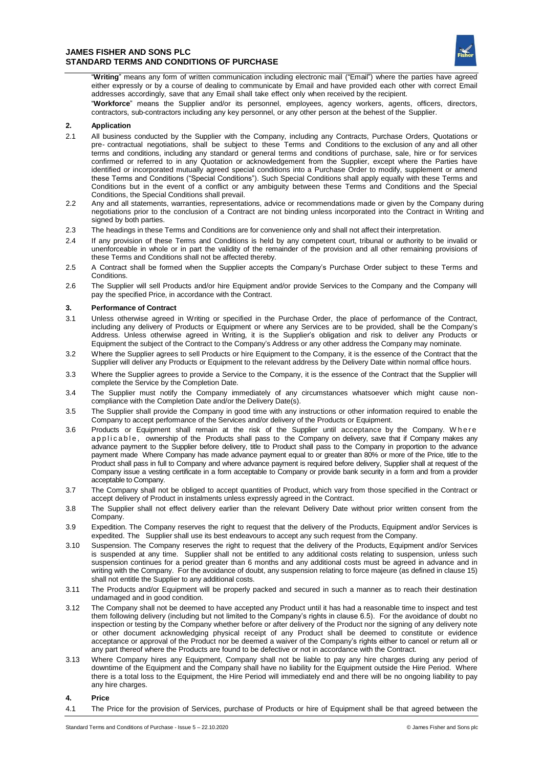"**Writing**" means any form of written communication including electronic mail ("Email") where the parties have agreed either expressly or by a course of dealing to communicate by Email and have provided each other with correct Email addresses accordingly, save that any Email shall take effect only when received by the recipient.

"**Workforce**" means the Supplier and/or its personnel, employees, agency workers, agents, officers, directors, contractors, sub-contractors including any key personnel, or any other person at the behest of the Supplier.

## 2. Application

2.1 All business conducted by the Supplier with the Company, including any Contracts, Purchase Orders, Quotations or pre- contractual negotiations, shall be subject to these Terms and Conditions to the exclusion of any and all other terms and conditions, including any standard or general terms and conditions of purchase, sale, hire or for services confirmed or referred to in any Quotation or acknowledgement from the Supplier, except where the Parties have identified or incorporated mutually agreed special conditions into a Purchase Order to modify, supplement or amend these Terms and Conditions ("Special Conditions"). Such Special Conditions shall apply equally with these Terms and Conditions but in the event of a conflict or any ambiguity between these Terms and Conditions and the Special Conditions, the Special Conditions shall prevail.

2.2 Any and all statements, warranties, representations, advice or recommendations made or given by the Company during negotiations prior to the conclusion of a Contract are not binding unless incorporated into the Contract in Writing and signed by both parties.

2.3 The headings in these Terms and Conditions are for convenience only and shall not affect their interpretation.

2.4 If any provision of these Terms and Conditions is held by any competent court, tribunal or authority to be invalid or unenforceable in whole or in part the validity of the remainder of the provision and all other remaining provisions of these Terms and Conditions shall not be affected thereby.

2.5 A Contract shall be formed when the Supplier accepts the Company's Purchase Order subject to these Terms and Conditions.

2.6 The Supplier will sell Products and/or hire Equipment and/or provide Services to the Company and the Company will pay the specified Price, in accordance with the Contract.

## 3. Performance of Contract

3.1 Unless otherwise agreed in Writing or specified in the Purchase Order, the place of performance of the Contract, including any delivery of Products or Equipment or where any Services are to be provided, shall be the Company's Address. Unless otherwise agreed in Writing, it is the Supplier's obligation and risk to deliver any Products or Equipment the subject of the Contract to the Company's Address or any other address the Company may nominate.

3.2 Where the Supplier agrees to sell Products or hire Equipment to the Company, it is the essence of the Contract that the Supplier will deliver any Products or Equipment to the relevant address by the Delivery Date within normal office hours.

3.3 Where the Supplier agrees to provide a Service to the Company, it is the essence of the Contract that the Supplier will complete the Service by the Completion Date.

3.4 The Supplier must notify the Company immediately of any circumstances whatsoever which might cause non-compliance with the Completion Date and/or the Delivery Date(s).

3.5 The Supplier shall provide the Company in good time with any instructions or other information required to enable the Company to accept performance of the Services and/or delivery of the Products or Equipment.

3.6 Products or Equipment shall remain at the risk of the Supplier until acceptance by the Company. Where applicable, ownership of the Products shall pass to the Company on delivery, save that if Company makes any advance payment to the Supplier before delivery, title to Product shall pass to the Company in proportion to the advance payment made Where Company has made advance payment equal to or greater than 80% or more of the Price, title to the Product shall pass in full to Company and where advance payment is required before delivery, Supplier shall at request of the Company issue a vesting certificate in a form acceptable to Company or provide bank security in a form and from a provider acceptable to Company.

3.7 The Company shall not be obliged to accept quantities of Product, which vary from those specified in the Contract or accept delivery of Product in instalments unless expressly agreed in the Contract.

3.8 The Supplier shall not effect delivery earlier than the relevant Delivery Date without prior written consent from the Company.

3.9 Expedition. The Company reserves the right to request that the delivery of the Products, Equipment and/or Services is expedited. The Supplier shall use its best endeavours to accept any such request from the Company.

3.10 Suspension. The Company reserves the right to request that the delivery of the Products, Equipment and/or Services is suspended at any time. Supplier shall not be entitled to any additional costs relating to suspension, unless such suspension continues for a period greater than 6 months and any additional costs must be agreed in advance and in writing with the Company. For the avoidance of doubt, any suspension relating to force majeure (as defined in clause 15) shall not entitle the Supplier to any additional costs.

3.11 The Products and/or Equipment will be properly packed and secured in such a manner as to reach their destination undamaged and in good condition.

3.12 The Company shall not be deemed to have accepted any Product until it has had a reasonable time to inspect and test them following delivery (including but not limited to the Company's rights in clause 6.5). For the avoidance of doubt no inspection or testing by the Company whether before or after delivery of the Product nor the signing of any delivery note or other document acknowledging physical receipt of any Product shall be deemed to constitute or evidence acceptance or approval of the Product nor be deemed a waiver of the Company's rights either to cancel or return all or any part thereof where the Products are found to be defective or not in accordance with the Contract.

3.13 Where Company hires any Equipment, Company shall not be liable to pay any hire charges during any period of downtime of the Equipment and the Company shall have no liability for the Equipment outside the Hire Period. Where there is a total loss to the Equipment, the Hire Period will immediately end and there will be no ongoing liability to pay any hire charges.

## 4. Price

4.1 The Price for the provision of Services, purchase of Products or hire of Equipment shall be that agreed between the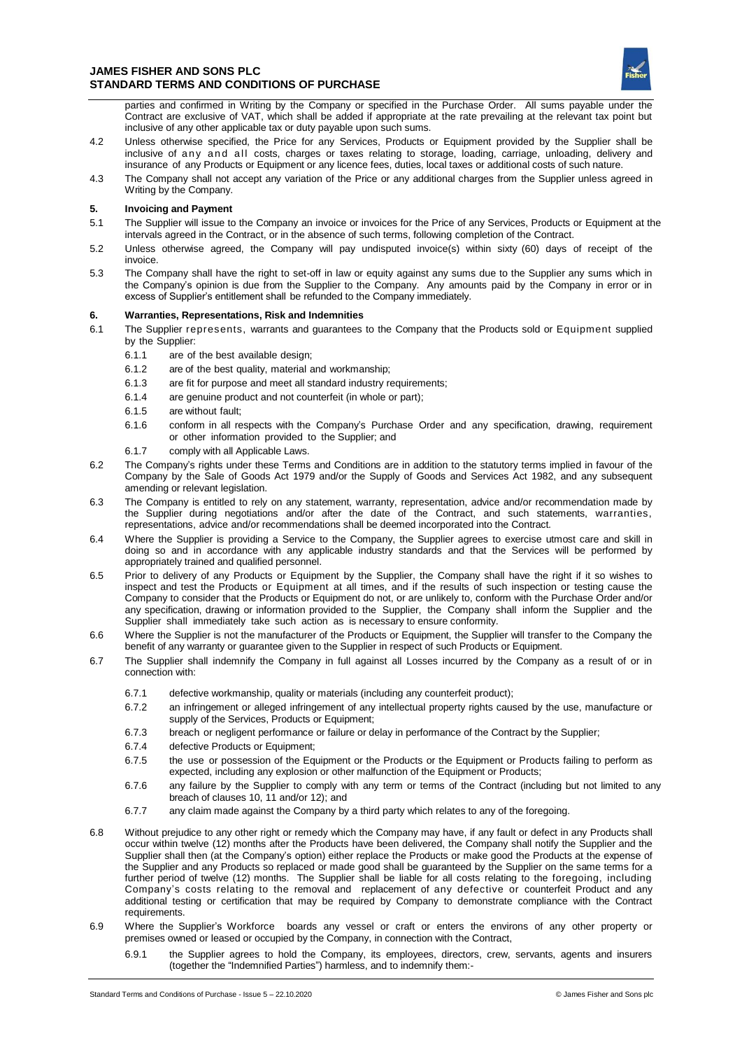parties and confirmed in Writing by the Company or specified in the Purchase Order. All sums payable under the Contract are exclusive of VAT, which shall be added if appropriate at the rate prevailing at the relevant tax point but inclusive of any other applicable tax or duty payable upon such sums.

4.2 Unless otherwise specified, the Price for any Services, Products or Equipment provided by the Supplier shall be inclusive of any and all costs, charges or taxes relating to storage, loading, carriage, unloading, delivery and insurance of any Products or Equipment or any licence fees, duties, local taxes or additional costs of such nature.

4.3 The Company shall not accept any variation of the Price or any additional charges from the Supplier unless agreed in Writing by the Company.

## 5. Invoicing and Payment

5.1 The Supplier will issue to the Company an invoice or invoices for the Price of any Services, Products or Equipment at the intervals agreed in the Contract, or in the absence of such terms, following completion of the Contract.

5.2 Unless otherwise agreed, the Company will pay undisputed invoice(s) within sixty (60) days of receipt of the invoice.

5.3 The Company shall have the right to set-off in law or equity against any sums due to the Supplier any sums which in the Company's opinion is due from the Supplier to the Company. Any amounts paid by the Company in error or in excess of Supplier's entitlement shall be refunded to the Company immediately.

## 6. Warranties, Representations, Risk and Indemnities

6.1 The Supplier represents, warrants and guarantees to the Company that the Products sold or Equipment supplied by the Supplier:

6.1.1 are of the best available design;

6.1.2 are of the best quality, material and workmanship;

6.1.3 are fit for purpose and meet all standard industry requirements;

6.1.4 are genuine product and not counterfeit (in whole or part);

6.1.5 are without fault;

6.1.6 conform in all respects with the Company's Purchase Order and any specification, drawing, requirement or other information provided to the Supplier; and

6.1.7 comply with all Applicable Laws.

6.2 The Company's rights under these Terms and Conditions are in addition to the statutory terms implied in favour of the Company by the Sale of Goods Act 1979 and/or the Supply of Goods and Services Act 1982, and any subsequent amending or relevant legislation.

6.3 The Company is entitled to rely on any statement, warranty, representation, advice and/or recommendation made by the Supplier during negotiations and/or after the date of the Contract, and such statements, warranties, representations, advice and/or recommendations shall be deemed incorporated into the Contract.

6.4 Where the Supplier is providing a Service to the Company, the Supplier agrees to exercise utmost care and skill in doing so and in accordance with any applicable industry standards and that the Services will be performed by appropriately trained and qualified personnel.

6.5 Prior to delivery of any Products or Equipment by the Supplier, the Company shall have the right if it so wishes to inspect and test the Products or Equipment at all times, and if the results of such inspection or testing cause the Company to consider that the Products or Equipment do not, or are unlikely to, conform with the Purchase Order and/or any specification, drawing or information provided to the Supplier, the Company shall inform the Supplier and the Supplier shall immediately take such action as is necessary to ensure conformity.

6.6 Where the Supplier is not the manufacturer of the Products or Equipment, the Supplier will transfer to the Company the benefit of any warranty or guarantee given to the Supplier in respect of such Products or Equipment.

6.7 The Supplier shall indemnify the Company in full against all Losses incurred by the Company as a result of or in connection with:

6.7.1 defective workmanship, quality or materials (including any counterfeit product);

6.7.2 an infringement or alleged infringement of any intellectual property rights caused by the use, manufacture or supply of the Services, Products or Equipment;

6.7.3 breach or negligent performance or failure or delay in performance of the Contract by the Supplier;

6.7.4 defective Products or Equipment;

6.7.5 the use or possession of the Equipment or the Products or the Equipment or Products failing to perform as expected, including any explosion or other malfunction of the Equipment or Products;

6.7.6 any failure by the Supplier to comply with any term or terms of the Contract (including but not limited to any breach of clauses 10, 11 and/or 12); and

6.7.7 any claim made against the Company by a third party which relates to any of the foregoing.

6.8 Without prejudice to any other right or remedy which the Company may have, if any fault or defect in any Products shall occur within twelve (12) months after the Products have been delivered, the Company shall notify the Supplier and the Supplier shall then (at the Company's option) either replace the Products or make good the Products at the expense of the Supplier and any Products so replaced or made good shall be guaranteed by the Supplier on the same terms for a further period of twelve (12) months. The Supplier shall be liable for all costs relating to the foregoing, including Company's costs relating to the removal and replacement of any defective or counterfeit Product and any additional testing or certification that may be required by Company to demonstrate compliance with the Contract requirements.

6.9 Where the Supplier's Workforce boards any vessel or craft or enters the environs of any other property or premises owned or leased or occupied by the Company, in connection with the Contract,

6.9.1 the Supplier agrees to hold the Company, its employees, directors, crew, servants, agents and insurers (together the "Indemnified Parties") harmless, and to indemnify them:-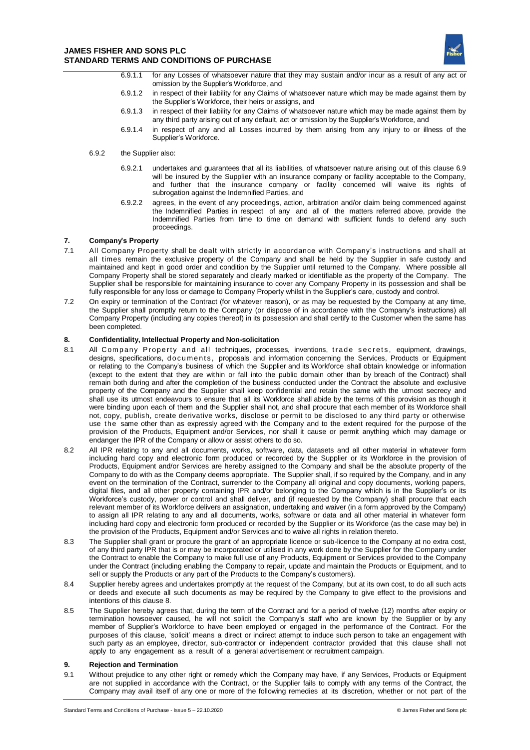6.9.1.1 for any Losses of whatsoever nature that they may sustain and/or incur as a result of any act or omission by the Supplier's Workforce, and

6.9.1.2 in respect of their liability for any Claims of whatsoever nature which may be made against them by the Supplier's Workforce, their heirs or assigns, and

6.9.1.3 in respect of their liability for any Claims of whatsoever nature which may be made against them by any third party arising out of any default, act or omission by the Supplier's Workforce, and

6.9.1.4 in respect of any and all Losses incurred by them arising from any injury to or illness of the Supplier's Workforce.

6.9.2 the Supplier also:

6.9.2.1 undertakes and guarantees that all its liabilities, of whatsoever nature arising out of this clause 6.9 will be insured by the Supplier with an insurance company or facility acceptable to the Company, and further that the insurance company or facility concerned will waive its rights of subrogation against the Indemnified Parties, and

6.9.2.2 agrees, in the event of any proceedings, action, arbitration and/or claim being commenced against the Indemnified Parties in respect of any and all of the matters referred above, provide the Indemnified Parties from time to time on demand with sufficient funds to defend any such proceedings.

## 7. Company's Property

7.1 All Company Property shall be dealt with strictly in accordance with Company's instructions and shall at all times remain the exclusive property of the Company and shall be held by the Supplier in safe custody and maintained and kept in good order and condition by the Supplier until returned to the Company. Where possible all Company Property shall be stored separately and clearly marked or identifiable as the property of the Company. The Supplier shall be responsible for maintaining insurance to cover any Company Property in its possession and shall be fully responsible for any loss or damage to Company Property whilst in the Supplier's care, custody and control.

7.2 On expiry or termination of the Contract (for whatever reason), or as may be requested by the Company at any time, the Supplier shall promptly return to the Company (or dispose of in accordance with the Company's instructions) all Company Property (including any copies thereof) in its possession and shall certify to the Customer when the same has been completed.

## 8. Confidentiality, Intellectual Property and Non-solicitation

8.1 All Company Property and all techniques, processes, inventions, trade secrets, equipment, drawings, designs, specifications, documents, proposals and information concerning the Services, Products or Equipment or relating to the Company's business of which the Supplier and its Workforce shall obtain knowledge or information (except to the extent that they are within or fall into the public domain other than by breach of the Contract) shall remain both during and after the completion of the business conducted under the Contract the absolute and exclusive property of the Company and the Supplier shall keep confidential and retain the same with the utmost secrecy and shall use its utmost endeavours to ensure that all its Workforce shall abide by the terms of this provision as though it were binding upon each of them and the Supplier shall not, and shall procure that each member of its Workforce shall not, copy, publish, create derivative works, disclose or permit to be disclosed to any third party or otherwise use the same other than as expressly agreed with the Company and to the extent required for the purpose of the provision of the Products, Equipment and/or Services, nor shall it cause or permit anything which may damage or endanger the IPR of the Company or allow or assist others to do so.

8.2 All IPR relating to any and all documents, works, software, data, datasets and all other material in whatever form including hard copy and electronic form produced or recorded by the Supplier or its Workforce in the provision of Products, Equipment and/or Services are hereby assigned to the Company and shall be the absolute property of the Company to do with as the Company deems appropriate. The Supplier shall, if so required by the Company, and in any event on the termination of the Contract, surrender to the Company all original and copy documents, working papers, digital files, and all other property containing IPR and/or belonging to the Company which is in the Supplier's or its Workforce's custody, power or control and shall deliver, and (if requested by the Company) shall procure that each relevant member of its Workforce delivers an assignation, undertaking and waiver (in a form approved by the Company) to assign all IPR relating to any and all documents, works, software or data and all other material in whatever form including hard copy and electronic form produced or recorded by the Supplier or its Workforce (as the case may be) in the provision of the Products, Equipment and/or Services and to waive all rights in relation thereto.

8.3 The Supplier shall grant or procure the grant of an appropriate licence or sub-licence to the Company at no extra cost, of any third party IPR that is or may be incorporated or utilised in any work done by the Supplier for the Company under the Contract to enable the Company to make full use of any Products, Equipment or Services provided to the Company under the Contract (including enabling the Company to repair, update and maintain the Products or Equipment, and to sell or supply the Products or any part of the Products to the Company's customers).

8.4 Supplier hereby agrees and undertakes promptly at the request of the Company, but at its own cost, to do all such acts or deeds and execute all such documents as may be required by the Company to give effect to the provisions and intentions of this clause 8.

8.5 The Supplier hereby agrees that, during the term of the Contract and for a period of twelve (12) months after expiry or termination howsoever caused, he will not solicit the Company's staff who are known by the Supplier or by any member of Supplier's Workforce to have been employed or engaged in the performance of the Contract. For the purposes of this clause, 'solicit' means a direct or indirect attempt to induce such person to take an engagement with such party as an employee, director, sub-contractor or independent contractor provided that this clause shall not apply to any engagement as a result of a general advertisement or recruitment campaign.

## 9. Rejection and Termination

9.1 Without prejudice to any other right or remedy which the Company may have, if any Services, Products or Equipment are not supplied in accordance with the Contract, or the Supplier fails to comply with any terms of the Contract, the Company may avail itself of any one or more of the following remedies at its discretion, whether or not part of the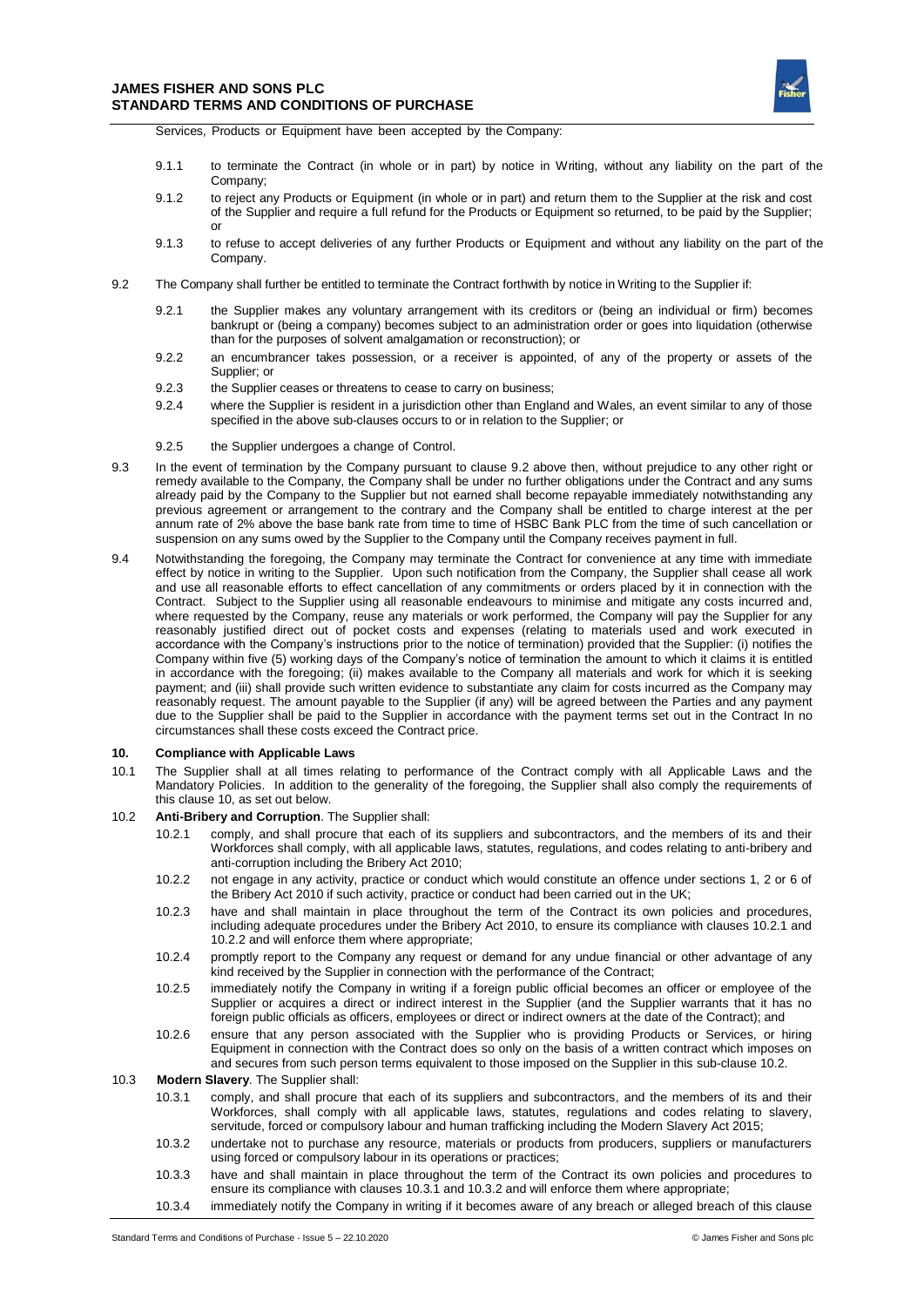Services, Products or Equipment have been accepted by the Company:

9.1.1 to terminate the Contract (in whole or in part) by notice in Writing, without any liability on the part of the Company;

9.1.2 to reject any Products or Equipment (in whole or in part) and return them to the Supplier at the risk and cost of the Supplier and require a full refund for the Products or Equipment so returned, to be paid by the Supplier; or

9.1.3 to refuse to accept deliveries of any further Products or Equipment and without any liability on the part of the Company.

9.2 The Company shall further be entitled to terminate the Contract forthwith by notice in Writing to the Supplier if:

9.2.1 the Supplier makes any voluntary arrangement with its creditors or (being an individual or firm) becomes bankrupt or (being a company) becomes subject to an administration order or goes into liquidation (otherwise than for the purposes of solvent amalgamation or reconstruction); or

9.2.2 an encumbrancer takes possession, or a receiver is appointed, of any of the property or assets of the Supplier; or

9.2.3 the Supplier ceases or threatens to cease to carry on business;

9.2.4 where the Supplier is resident in a jurisdiction other than England and Wales, an event similar to any of those specified in the above sub-clauses occurs to or in relation to the Supplier; or

9.2.5 the Supplier undergoes a change of Control.

9.3 In the event of termination by the Company pursuant to clause 9.2 above then, without prejudice to any other right or remedy available to the Company, the Company shall be under no further obligations under the Contract and any sums already paid by the Company to the Supplier but not earned shall become repayable immediately notwithstanding any previous agreement or arrangement to the contrary and the Company shall be entitled to charge interest at the per annum rate of 2% above the base bank rate from time to time of HSBC Bank PLC from the time of such cancellation or suspension on any sums owed by the Supplier to the Company until the Company receives payment in full.

9.4 Notwithstanding the foregoing, the Company may terminate the Contract for convenience at any time with immediate effect by notice in writing to the Supplier. Upon such notification from the Company, the Supplier shall cease all work and use all reasonable efforts to effect cancellation of any commitments or orders placed by it in connection with the Contract. Subject to the Supplier using all reasonable endeavours to minimise and mitigate any costs incurred and, where requested by the Company, reuse any materials or work performed, the Company will pay the Supplier for any reasonably justified direct out of pocket costs and expenses (relating to materials used and work executed in accordance with the Company's instructions prior to the notice of termination) provided that the Supplier: (i) notifies the Company within five (5) working days of the Company's notice of termination the amount to which it claims it is entitled in accordance with the foregoing; (ii) makes available to the Company all materials and work for which it is seeking payment; and (iii) shall provide such written evidence to substantiate any claim for costs incurred as the Company may reasonably request. The amount payable to the Supplier (if any) will be agreed between the Parties and any payment due to the Supplier shall be paid to the Supplier in accordance with the payment terms set out in the Contract In no circumstances shall these costs exceed the Contract price.

## 10. Compliance with Applicable Laws

10.1 The Supplier shall at all times relating to performance of the Contract comply with all Applicable Laws and the Mandatory Policies. In addition to the generality of the foregoing, the Supplier shall also comply the requirements of this clause 10, as set out below.

10.2 **Anti-Bribery and Corruption**. The Supplier shall:

10.2.1 comply, and shall procure that each of its suppliers and subcontractors, and the members of its and their Workforces shall comply, with all applicable laws, statutes, regulations, and codes relating to anti-bribery and anti-corruption including the Bribery Act 2010;

10.2.2 not engage in any activity, practice or conduct which would constitute an offence under sections 1, 2 or 6 of the Bribery Act 2010 if such activity, practice or conduct had been carried out in the UK;

10.2.3 have and shall maintain in place throughout the term of the Contract its own policies and procedures, including adequate procedures under the Bribery Act 2010, to ensure its compliance with clauses 10.2.1 and 10.2.2 and will enforce them where appropriate;

10.2.4 promptly report to the Company any request or demand for any undue financial or other advantage of any kind received by the Supplier in connection with the performance of the Contract;

10.2.5 immediately notify the Company in writing if a foreign public official becomes an officer or employee of the Supplier or acquires a direct or indirect interest in the Supplier (and the Supplier warrants that it has no foreign public officials as officers, employees or direct or indirect owners at the date of the Contract); and

10.2.6 ensure that any person associated with the Supplier who is providing Products or Services, or hiring Equipment in connection with the Contract does so only on the basis of a written contract which imposes on and secures from such person terms equivalent to those imposed on the Supplier in this sub-clause 10.2.

10.3 **Modern Slavery**. The Supplier shall:

10.3.1 comply, and shall procure that each of its suppliers and subcontractors, and the members of its and their Workforces, shall comply with all applicable laws, statutes, regulations and codes relating to slavery, servitude, forced or compulsory labour and human trafficking including the Modern Slavery Act 2015;

10.3.2 undertake not to purchase any resource, materials or products from producers, suppliers or manufacturers using forced or compulsory labour in its operations or practices;

10.3.3 have and shall maintain in place throughout the term of the Contract its own policies and procedures to ensure its compliance with clauses 10.3.1 and 10.3.2 and will enforce them where appropriate;

10.3.4 immediately notify the Company in writing if it becomes aware of any breach or alleged breach of this clause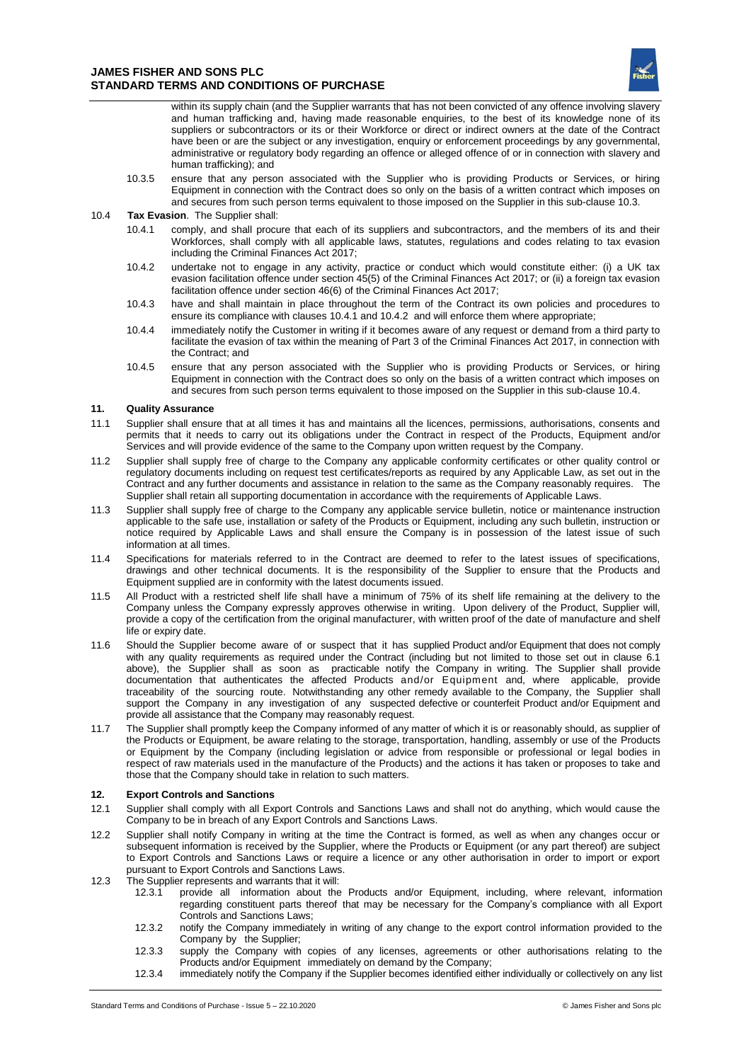within its supply chain (and the Supplier warrants that has not been convicted of any offence involving slavery and human trafficking and, having made reasonable enquiries, to the best of its knowledge none of its suppliers or subcontractors or its or their Workforce or direct or indirect owners at the date of the Contract have been or are the subject or any investigation, enquiry or enforcement proceedings by any governmental, administrative or regulatory body regarding an offence or alleged offence of or in connection with slavery and human trafficking); and

10.3.5 ensure that any person associated with the Supplier who is providing Products or Services, or hiring Equipment in connection with the Contract does so only on the basis of a written contract which imposes on and secures from such person terms equivalent to those imposed on the Supplier in this sub-clause 10.3.

10.4 **Tax Evasion**. The Supplier shall:

10.4.1 comply, and shall procure that each of its suppliers and subcontractors, and the members of its and their Workforces, shall comply with all applicable laws, statutes, regulations and codes relating to tax evasion including the Criminal Finances Act 2017;

10.4.2 undertake not to engage in any activity, practice or conduct which would constitute either: (i) a UK tax evasion facilitation offence under section 45(5) of the Criminal Finances Act 2017; or (ii) a foreign tax evasion facilitation offence under section 46(6) of the Criminal Finances Act 2017;

10.4.3 have and shall maintain in place throughout the term of the Contract its own policies and procedures to ensure its compliance with clauses 10.4.1 and 10.4.2 and will enforce them where appropriate;

10.4.4 immediately notify the Customer in writing if it becomes aware of any request or demand from a third party to facilitate the evasion of tax within the meaning of Part 3 of the Criminal Finances Act 2017, in connection with the Contract; and

10.4.5 ensure that any person associated with the Supplier who is providing Products or Services, or hiring Equipment in connection with the Contract does so only on the basis of a written contract which imposes on and secures from such person terms equivalent to those imposed on the Supplier in this sub-clause 10.4.

## 11. Quality Assurance

11.1 Supplier shall ensure that at all times it has and maintains all the licences, permissions, authorisations, consents and permits that it needs to carry out its obligations under the Contract in respect of the Products, Equipment and/or Services and will provide evidence of the same to the Company upon written request by the Company.

11.2 Supplier shall supply free of charge to the Company any applicable conformity certificates or other quality control or regulatory documents including on request test certificates/reports as required by any Applicable Law, as set out in the Contract and any further documents and assistance in relation to the same as the Company reasonably requires. The Supplier shall retain all supporting documentation in accordance with the requirements of Applicable Laws.

11.3 Supplier shall supply free of charge to the Company any applicable service bulletin, notice or maintenance instruction applicable to the safe use, installation or safety of the Products or Equipment, including any such bulletin, instruction or notice required by Applicable Laws and shall ensure the Company is in possession of the latest issue of such information at all times.

11.4 Specifications for materials referred to in the Contract are deemed to refer to the latest issues of specifications, drawings and other technical documents. It is the responsibility of the Supplier to ensure that the Products and Equipment supplied are in conformity with the latest documents issued.

11.5 All Product with a restricted shelf life shall have a minimum of 75% of its shelf life remaining at the delivery to the Company unless the Company expressly approves otherwise in writing. Upon delivery of the Product, Supplier will, provide a copy of the certification from the original manufacturer, with written proof of the date of manufacture and shelf life or expiry date.

11.6 Should the Supplier become aware of or suspect that it has supplied Product and/or Equipment that does not comply with any quality requirements as required under the Contract (including but not limited to those set out in clause 6.1 above), the Supplier shall as soon as practicable notify the Company in writing. The Supplier shall provide documentation that authenticates the affected Products and/or Equipment and, where applicable, provide traceability of the sourcing route. Notwithstanding any other remedy available to the Company, the Supplier shall support the Company in any investigation of any suspected defective or counterfeit Product and/or Equipment and provide all assistance that the Company may reasonably request.

11.7 The Supplier shall promptly keep the Company informed of any matter of which it is or reasonably should, as supplier of the Products or Equipment, be aware relating to the storage, transportation, handling, assembly or use of the Products or Equipment by the Company (including legislation or advice from responsible or professional or legal bodies in respect of raw materials used in the manufacture of the Products) and the actions it has taken or proposes to take and those that the Company should take in relation to such matters.

## 12. Export Controls and Sanctions

12.1 Supplier shall comply with all Export Controls and Sanctions Laws and shall not do anything, which would cause the Company to be in breach of any Export Controls and Sanctions Laws.

12.2 Supplier shall notify Company in writing at the time the Contract is formed, as well as when any changes occur or subsequent information is received by the Supplier, where the Products or Equipment (or any part thereof) are subject to Export Controls and Sanctions Laws or require a licence or any other authorisation in order to import or export pursuant to Export Controls and Sanctions Laws.

12.3 The Supplier represents and warrants that it will:

12.3.1 provide all information about the Products and/or Equipment, including, where relevant, information regarding constituent parts thereof that may be necessary for the Company's compliance with all Export Controls and Sanctions Laws;

12.3.2 notify the Company immediately in writing of any change to the export control information provided to the Company by the Supplier;

12.3.3 supply the Company with copies of any licenses, agreements or other authorisations relating to the Products and/or Equipment immediately on demand by the Company;

12.3.4 immediately notify the Company if the Supplier becomes identified either individually or collectively on any list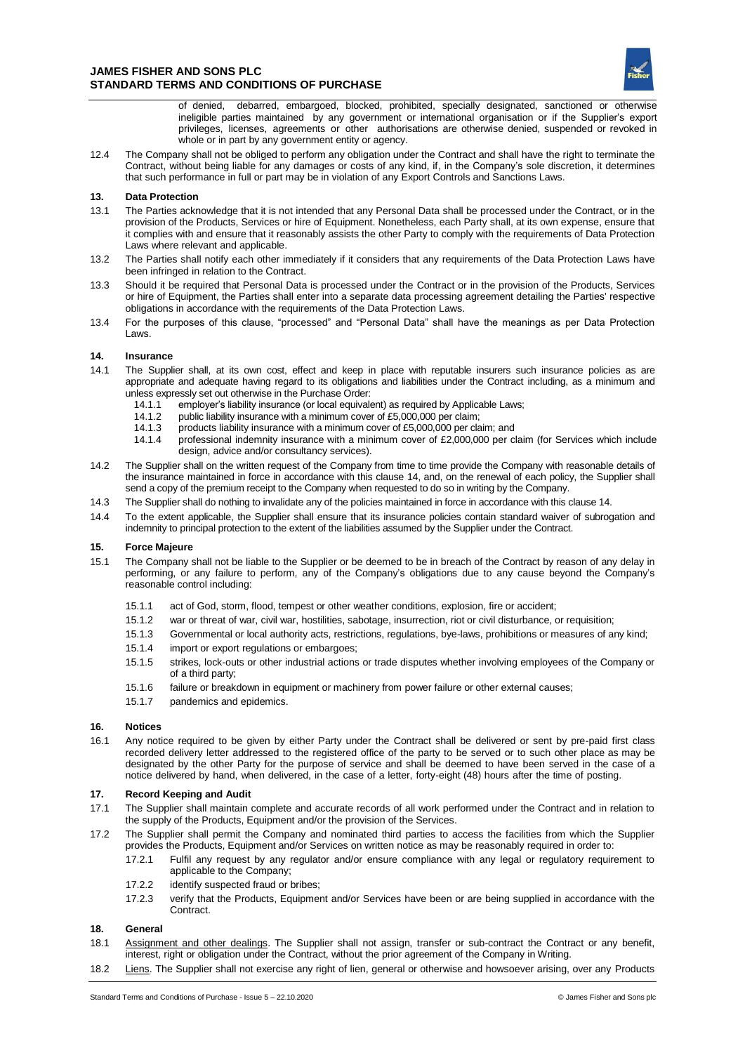of denied, debarred, embargoed, blocked, prohibited, specially designated, sanctioned or otherwise ineligible parties maintained by any government or international organisation or if the Supplier's export privileges, licenses, agreements or other authorisations are otherwise denied, suspended or revoked in whole or in part by any government entity or agency.

12.4 The Company shall not be obliged to perform any obligation under the Contract and shall have the right to terminate the Contract, without being liable for any damages or costs of any kind, if, in the Company's sole discretion, it determines that such performance in full or part may be in violation of any Export Controls and Sanctions Laws.

## 13. Data Protection

13.1 The Parties acknowledge that it is not intended that any Personal Data shall be processed under the Contract, or in the provision of the Products, Services or hire of Equipment. Nonetheless, each Party shall, at its own expense, ensure that it complies with and ensure that it reasonably assists the other Party to comply with the requirements of Data Protection Laws where relevant and applicable.

13.2 The Parties shall notify each other immediately if it considers that any requirements of the Data Protection Laws have been infringed in relation to the Contract.

13.3 Should it be required that Personal Data is processed under the Contract or in the provision of the Products, Services or hire of Equipment, the Parties shall enter into a separate data processing agreement detailing the Parties' respective obligations in accordance with the requirements of the Data Protection Laws.

13.4 For the purposes of this clause, "processed" and "Personal Data" shall have the meanings as per Data Protection Laws.

## 14. Insurance

14.1 The Supplier shall, at its own cost, effect and keep in place with reputable insurers such insurance policies as are appropriate and adequate having regard to its obligations and liabilities under the Contract including, as a minimum and unless expressly set out otherwise in the Purchase Order:

14.1.1 employer's liability insurance (or local equivalent) as required by Applicable Laws;

14.1.2 public liability insurance with a minimum cover of £5,000,000 per claim;

14.1.3 products liability insurance with a minimum cover of £5,000,000 per claim; and

14.1.4 professional indemnity insurance with a minimum cover of £2,000,000 per claim (for Services which include design, advice and/or consultancy services).

14.2 The Supplier shall on the written request of the Company from time to time provide the Company with reasonable details of the insurance maintained in force in accordance with this clause 14, and, on the renewal of each policy, the Supplier shall send a copy of the premium receipt to the Company when requested to do so in writing by the Company.

14.3 The Supplier shall do nothing to invalidate any of the policies maintained in force in accordance with this clause 14.

14.4 To the extent applicable, the Supplier shall ensure that its insurance policies contain standard waiver of subrogation and indemnity to principal protection to the extent of the liabilities assumed by the Supplier under the Contract.

## 15. Force Majeure

15.1 The Company shall not be liable to the Supplier or be deemed to be in breach of the Contract by reason of any delay in performing, or any failure to perform, any of the Company's obligations due to any cause beyond the Company's reasonable control including:

15.1.1 act of God, storm, flood, tempest or other weather conditions, explosion, fire or accident;

15.1.2 war or threat of war, civil war, hostilities, sabotage, insurrection, riot or civil disturbance, or requisition;

15.1.3 Governmental or local authority acts, restrictions, regulations, bye-laws, prohibitions or measures of any kind;

15.1.4 import or export regulations or embargoes;

15.1.5 strikes, lock-outs or other industrial actions or trade disputes whether involving employees of the Company or of a third party;

15.1.6 failure or breakdown in equipment or machinery from power failure or other external causes;

15.1.7 pandemics and epidemics.

## 16. Notices

16.1 Any notice required to be given by either Party under the Contract shall be delivered or sent by pre-paid first class recorded delivery letter addressed to the registered office of the party to be served or to such other place as may be designated by the other Party for the purpose of service and shall be deemed to have been served in the case of a notice delivered by hand, when delivered, in the case of a letter, forty-eight (48) hours after the time of posting.

## 17. Record Keeping and Audit

17.1 The Supplier shall maintain complete and accurate records of all work performed under the Contract and in relation to the supply of the Products, Equipment and/or the provision of the Services.

17.2 The Supplier shall permit the Company and nominated third parties to access the facilities from which the Supplier provides the Products, Equipment and/or Services on written notice as may be reasonably required in order to:

17.2.1 Fulfil any request by any regulator and/or ensure compliance with any legal or regulatory requirement to applicable to the Company;

17.2.2 identify suspected fraud or bribes;

17.2.3 verify that the Products, Equipment and/or Services have been or are being supplied in accordance with the Contract.

## 18. General

18.1 Assignment and other dealings. The Supplier shall not assign, transfer or sub-contract the Contract or any benefit, interest, right or obligation under the Contract, without the prior agreement of the Company in Writing.

18.2 Liens. The Supplier shall not exercise any right of lien, general or otherwise and howsoever arising, over any Products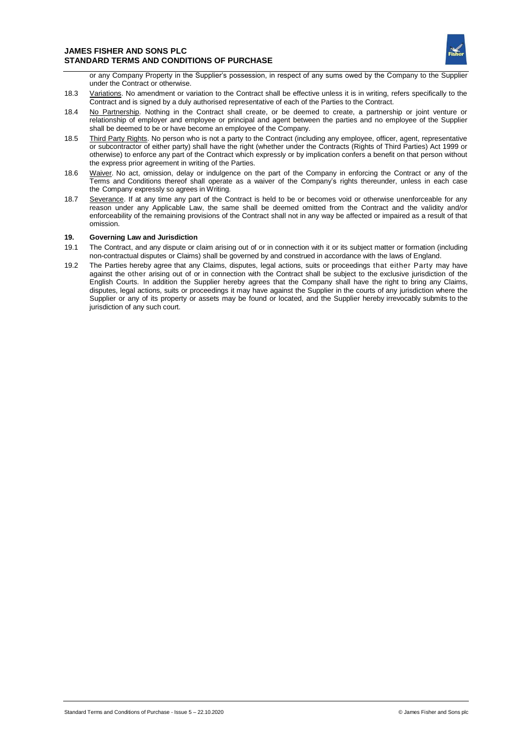or any Company Property in the Supplier's possession, in respect of any sums owed by the Company to the Supplier under the Contract or otherwise.

18.3 Variations. No amendment or variation to the Contract shall be effective unless it is in writing, refers specifically to the Contract and is signed by a duly authorised representative of each of the Parties to the Contract.

18.4 No Partnership. Nothing in the Contract shall create, or be deemed to create, a partnership or joint venture or relationship of employer and employee or principal and agent between the parties and no employee of the Supplier shall be deemed to be or have become an employee of the Company.

18.5 Third Party Rights. No person who is not a party to the Contract (including any employee, officer, agent, representative or subcontractor of either party) shall have the right (whether under the Contracts (Rights of Third Parties) Act 1999 or otherwise) to enforce any part of the Contract which expressly or by implication confers a benefit on that person without the express prior agreement in writing of the Parties.

18.6 Waiver. No act, omission, delay or indulgence on the part of the Company in enforcing the Contract or any of the Terms and Conditions thereof shall operate as a waiver of the Company's rights thereunder, unless in each case the Company expressly so agrees in Writing.

18.7 Severance. If at any time any part of the Contract is held to be or becomes void or otherwise unenforceable for any reason under any Applicable Law, the same shall be deemed omitted from the Contract and the validity and/or enforceability of the remaining provisions of the Contract shall not in any way be affected or impaired as a result of that omission.

## 19. Governing Law and Jurisdiction

19.1 The Contract, and any dispute or claim arising out of or in connection with it or its subject matter or formation (including non-contractual disputes or Claims) shall be governed by and construed in accordance with the laws of England.

19.2 The Parties hereby agree that any Claims, disputes, legal actions, suits or proceedings that either Party may have against the other arising out of or in connection with the Contract shall be subject to the exclusive jurisdiction of the English Courts. In addition the Supplier hereby agrees that the Company shall have the right to bring any Claims, disputes, legal actions, suits or proceedings it may have against the Supplier in the courts of any jurisdiction where the Supplier or any of its property or assets may be found or located, and the Supplier hereby irrevocably submits to the jurisdiction of any such court.